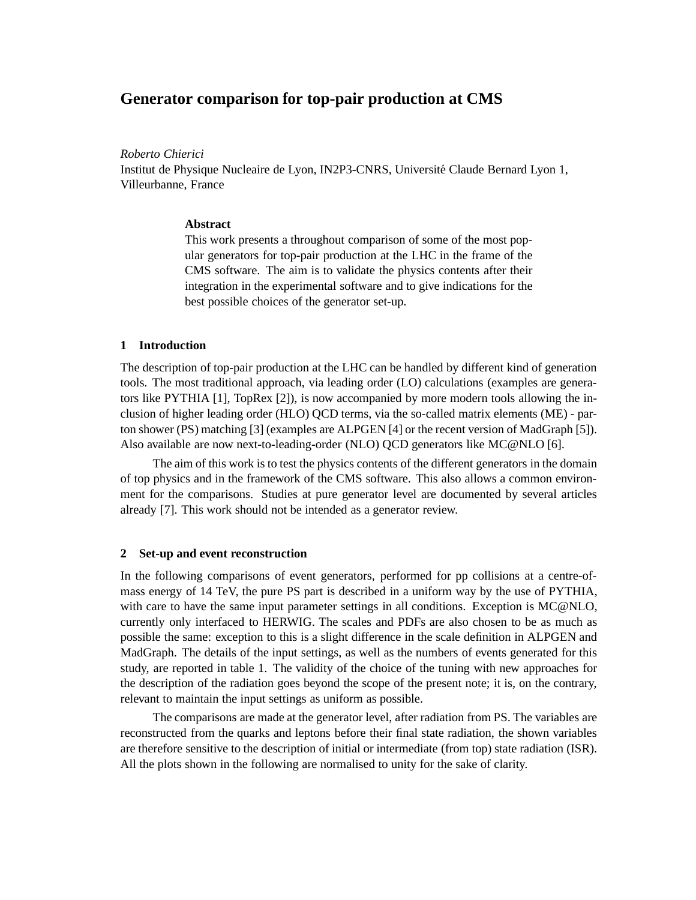# Generator comparison for top-pair production at CMS

*Roberto Chierici*

Institut de Physique Nucleaire de Lyon, IN2P3-CNRS, Université Claude Bernard Lyon 1, Villeurbanne, France

### Abstract

This work presents a throughout comparison of some of the most popular generators for top-pair production at the LHC in the frame of the CMS software. The aim is to validate the physics contents after their integration in the experimental software and to give indications for the best possible choices of the generator set-up.

## 1 Introduction

The description of top-pair production at the LHC can be handled by different kind of generation tools. The most traditional approach, via leading order (LO) calculations (examples are generators like PYTHIA [1], TopRex [2]), is now accompanied by more modern tools allowing the inclusion of higher leading order (HLO) QCD terms, via the so-called matrix elements (ME) - parton shower (PS) matching [3] (examples are ALPGEN [4] or the recent version of MadGraph [5]). Also available are now next-to-leading-order (NLO) QCD generators like MC@NLO [6].

The aim of this work is to test the physics contents of the different generators in the domain of top physics and in the framework of the CMS software. This also allows a common environment for the comparisons. Studies at pure generator level are documented by several articles already [7]. This work should not be intended as a generator review.

## 2 Set-up and event reconstruction

In the following comparisons of event generators, performed for pp collisions at a centre-of-mass energy of 14 TeV, the pure PS part is described in a uniform way by the use of PYTHIA, with care to have the same input parameter settings in all conditions. Exception is MC@NLO, currently only interfaced to HERWIG. The scales and PDFs are also chosen to be as much as possible the same: exception to this is a slight difference in the scale definition in ALPGEN and MadGraph. The details of the input settings, as well as the numbers of events generated for this study, are reported in table 1. The validity of the choice of the tuning with new approaches for the description of the radiation goes beyond the scope of the present note; it is, on the contrary, relevant to maintain the input settings as uniform as possible.

The comparisons are made at the generator level, after radiation from PS. The variables are reconstructed from the quarks and leptons before their final state radiation, the shown variables are therefore sensitive to the description of initial or intermediate (from top) state radiation (ISR). All the plots shown in the following are normalised to unity for the sake of clarity.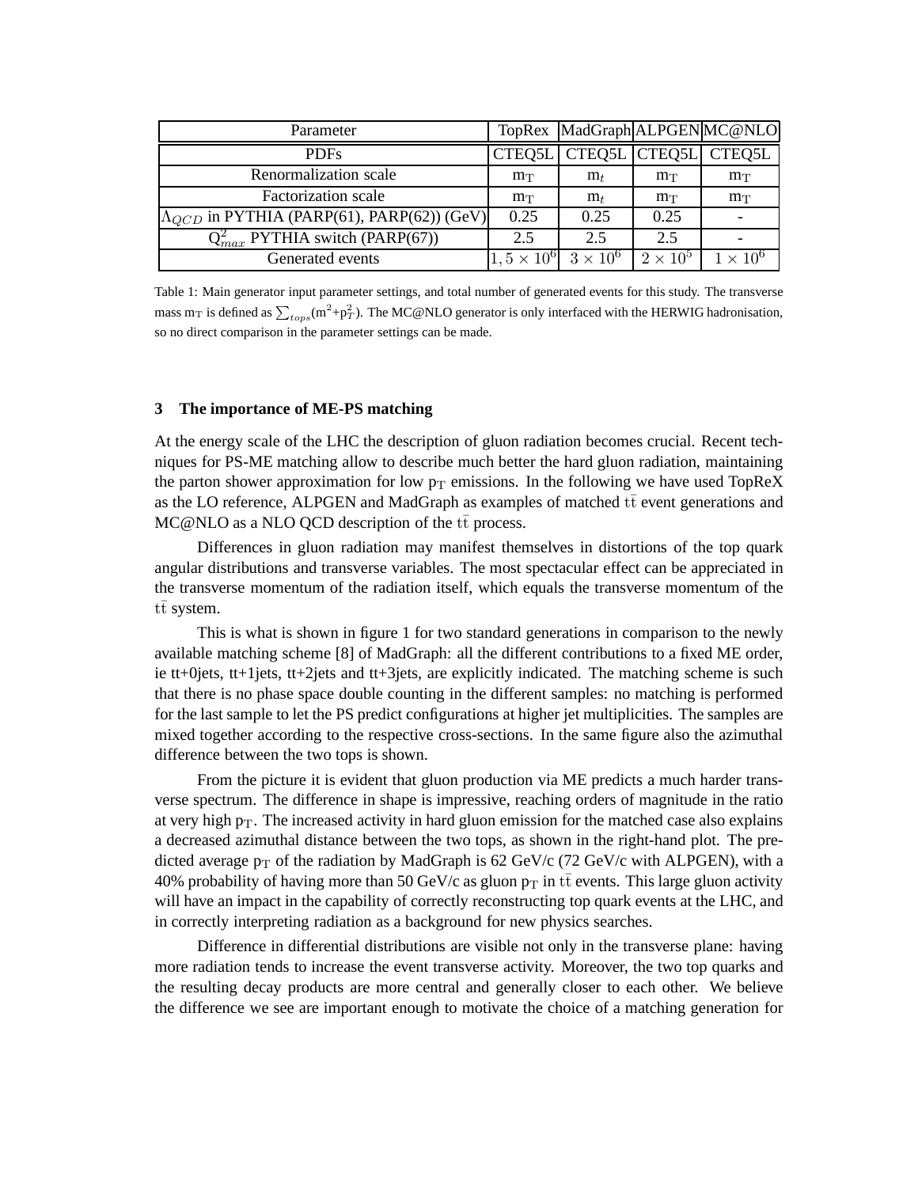| Parameter | TopRex | MadGraph | ALPGEN | MC@NLO |
|---|---|---|---|---|
| PDFs | CTEQ5L | CTEQ5L | CTEQ5L | CTEQ5L |
| Renormalization scale | $m_T$ | $m_t$ | $m_T$ | $m_T$ |
| Factorization scale | $m_T$ | $m_t$ | $m_T$ | $m_T$ |
| $\Lambda_{QCD}$ in PYTHIA (PARP(61), PARP(62)) (GeV) | 0.25 | 0.25 | 0.25 | - |
| $Q^2_{max}$ PYTHIA switch (PARP(67)) | 2.5 | 2.5 | 2.5 | - |
| Generated events | $1,5 \times 10^6$ | $3 \times 10^6$ | $2 \times 10^5$ | $1 \times 10^6$ |

Table 1: Main generator input parameter settings, and total number of generated events for this study. The transverse mass $m_T$ is defined as $\sum_{tops}(m^2+p_T^2)$. The MC@NLO generator is only interfaced with the HERWIG hadronisation, so no direct comparison in the parameter settings can be made.

## 3 The importance of ME-PS matching

At the energy scale of the LHC the description of gluon radiation becomes crucial. Recent techniques for PS-ME matching allow to describe much better the hard gluon radiation, maintaining the parton shower approximation for low $p_T$ emissions. In the following we have used TopReX as the LO reference, ALPGEN and MadGraph as examples of matched $t\bar{t}$ event generations and MC@NLO as a NLO QCD description of the $t\bar{t}$ process.

Differences in gluon radiation may manifest themselves in distortions of the top quark angular distributions and transverse variables. The most spectacular effect can be appreciated in the transverse momentum of the radiation itself, which equals the transverse momentum of the $t\bar{t}$ system.

This is what is shown in figure 1 for two standard generations in comparison to the newly available matching scheme [8] of MadGraph: all the different contributions to a fixed ME order, ie tt+0jets, tt+1jets, tt+2jets and tt+3jets, are explicitly indicated. The matching scheme is such that there is no phase space double counting in the different samples: no matching is performed for the last sample to let the PS predict configurations at higher jet multiplicities. The samples are mixed together according to the respective cross-sections. In the same figure also the azimuthal difference between the two tops is shown.

From the picture it is evident that gluon production via ME predicts a much harder transverse spectrum. The difference in shape is impressive, reaching orders of magnitude in the ratio at very high $p_T$. The increased activity in hard gluon emission for the matched case also explains a decreased azimuthal distance between the two tops, as shown in the right-hand plot. The predicted average $p_T$ of the radiation by MadGraph is 62 GeV/c (72 GeV/c with ALPGEN), with a 40% probability of having more than 50 GeV/c as gluon $p_T$ in $t\bar{t}$ events. This large gluon activity will have an impact in the capability of correctly reconstructing top quark events at the LHC, and in correctly interpreting radiation as a background for new physics searches.

Difference in differential distributions are visible not only in the transverse plane: having more radiation tends to increase the event transverse activity. Moreover, the two top quarks and the resulting decay products are more central and generally closer to each other. We believe the difference we see are important enough to motivate the choice of a matching generation for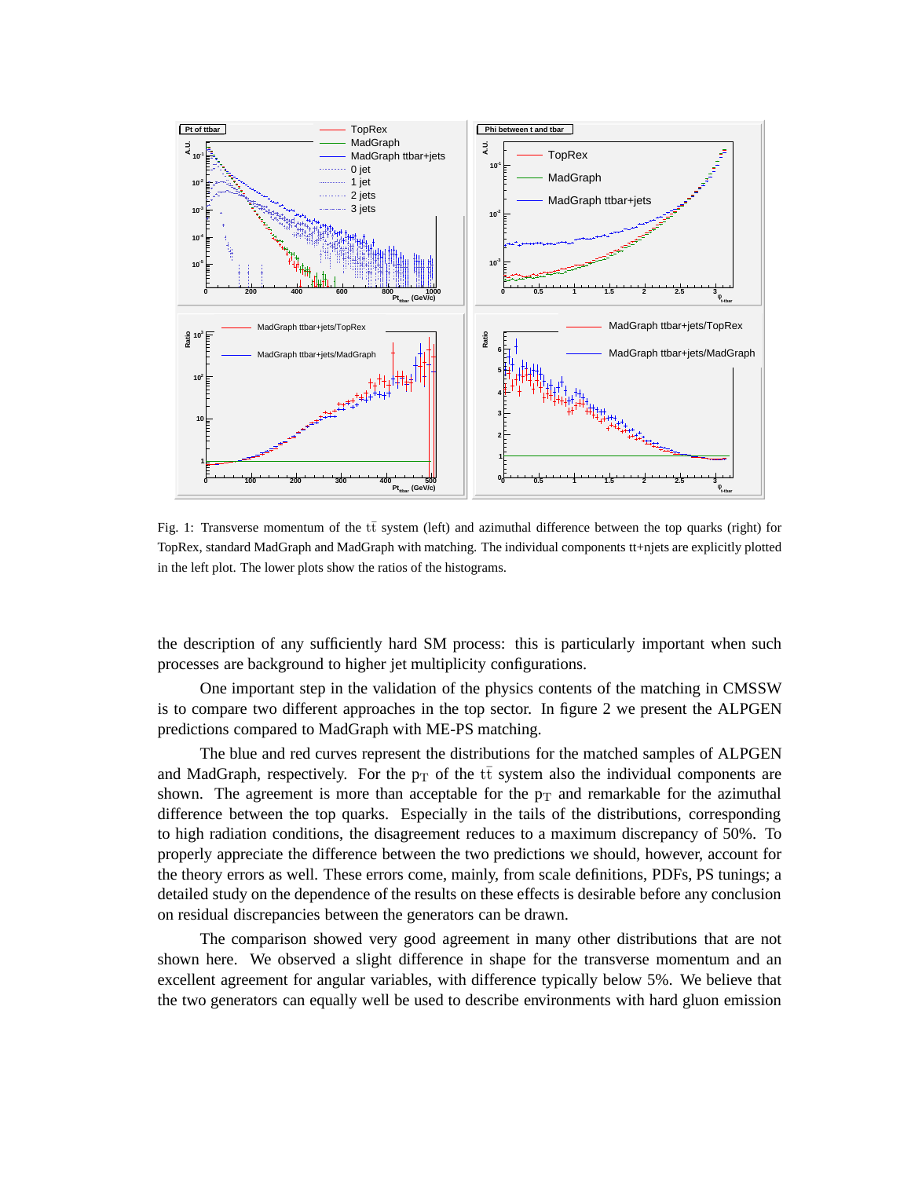Fig. 1: Transverse momentum of the $t\bar{t}$ system (left) and azimuthal difference between the top quarks (right) for TopRex, standard MadGraph and MadGraph with matching. The individual components tt+njets are explicitly plotted in the left plot. The lower plots show the ratios of the histograms.

the description of any sufficiently hard SM process: this is particularly important when such processes are background to higher jet multiplicity configurations.

One important step in the validation of the physics contents of the matching in CMSSW is to compare two different approaches in the top sector. In figure 2 we present the ALPGEN predictions compared to MadGraph with ME-PS matching.

The blue and red curves represent the distributions for the matched samples of ALPGEN and MadGraph, respectively. For the $p_T$ of the $t\bar{t}$ system also the individual components are shown. The agreement is more than acceptable for the $p_T$ and remarkable for the azimuthal difference between the top quarks. Especially in the tails of the distributions, corresponding to high radiation conditions, the disagreement reduces to a maximum discrepancy of 50%. To properly appreciate the difference between the two predictions we should, however, account for the theory errors as well. These errors come, mainly, from scale definitions, PDFs, PS tunings; a detailed study on the dependence of the results on these effects is desirable before any conclusion on residual discrepancies between the generators can be drawn.

The comparison showed very good agreement in many other distributions that are not shown here. We observed a slight difference in shape for the transverse momentum and an excellent agreement for angular variables, with difference typically below 5%. We believe that the two generators can equally well be used to describe environments with hard gluon emission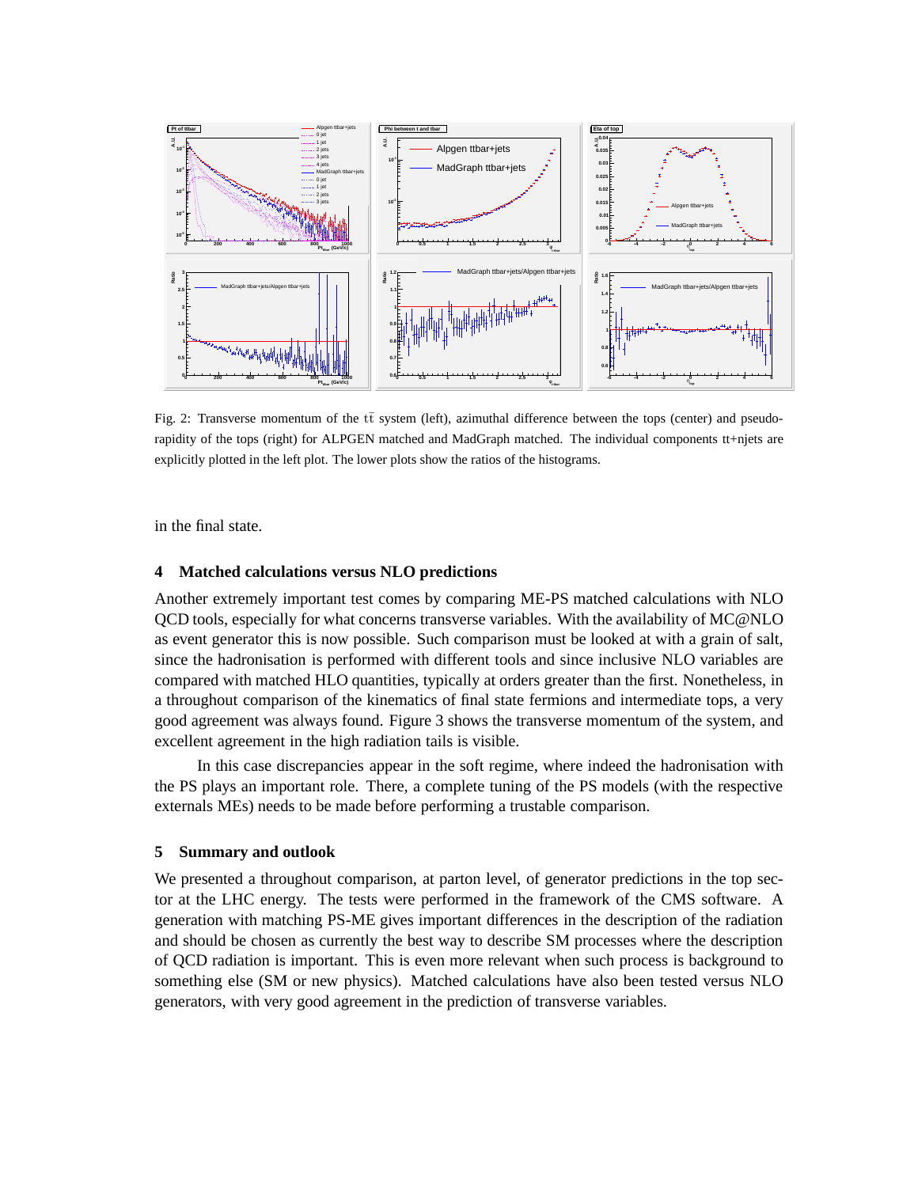Fig. 2: Transverse momentum of the $t\bar{t}$ system (left), azimuthal difference between the tops (center) and pseudo-rapidity of the tops (right) for ALPGEN matched and MadGraph matched. The individual components tt+njets are explicitly plotted in the left plot. The lower plots show the ratios of the histograms.

in the final state.

## 4 Matched calculations versus NLO predictions

Another extremely important test comes by comparing ME-PS matched calculations with NLO QCD tools, especially for what concerns transverse variables. With the availability of MC@NLO as event generator this is now possible. Such comparison must be looked at with a grain of salt, since the hadronisation is performed with different tools and since inclusive NLO variables are compared with matched HLO quantities, typically at orders greater than the first. Nonetheless, in a throughout comparison of the kinematics of final state fermions and intermediate tops, a very good agreement was always found. Figure 3 shows the transverse momentum of the system, and excellent agreement in the high radiation tails is visible.

In this case discrepancies appear in the soft regime, where indeed the hadronisation with the PS plays an important role. There, a complete tuning of the PS models (with the respective externals MEs) needs to be made before performing a trustable comparison.

## 5 Summary and outlook

We presented a throughout comparison, at parton level, of generator predictions in the top sector at the LHC energy. The tests were performed in the framework of the CMS software. A generation with matching PS-ME gives important differences in the description of the radiation and should be chosen as currently the best way to describe SM processes where the description of QCD radiation is important. This is even more relevant when such process is background to something else (SM or new physics). Matched calculations have also been tested versus NLO generators, with very good agreement in the prediction of transverse variables.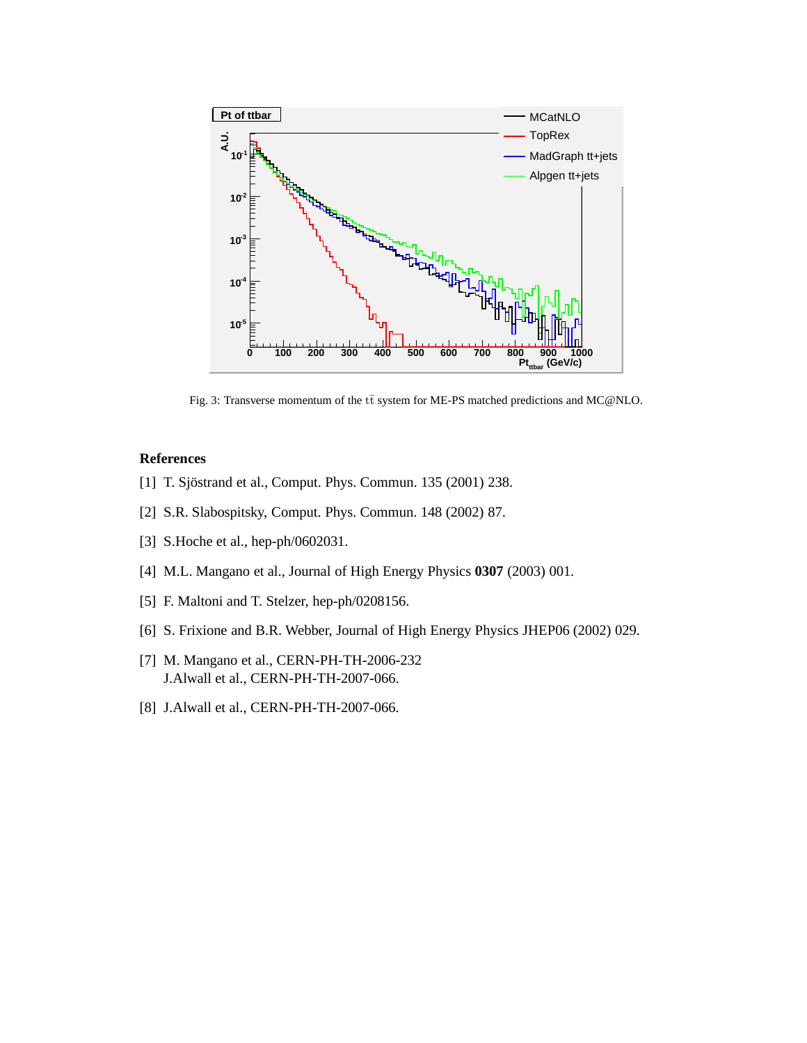Pt of ttbar

A.U.

$10^{-1}$
$10^{-2}$
$10^{-3}$
$10^{-4}$
$10^{-5}$

0 100 200 300 400 500 600 700 800 900 1000

$Pt_{ttbar}$ (GeV/c)

MCatNLO
TopRex
MadGraph tt+jets
Alpgen tt+jets

Fig. 3: Transverse momentum of the $t\bar{t}$ system for ME-PS matched predictions and MC@NLO.

## References

[1] T. Sjöstrand et al., Comput. Phys. Commun. 135 (2001) 238.

[2] S.R. Slabospitsky, Comput. Phys. Commun. 148 (2002) 87.

[3] S.Hoche et al., hep-ph/0602031.

[4] M.L. Mangano et al., Journal of High Energy Physics **0307** (2003) 001.

[5] F. Maltoni and T. Stelzer, hep-ph/0208156.

[6] S. Frixione and B.R. Webber, Journal of High Energy Physics JHEP06 (2002) 029.

[7] M. Mangano et al., CERN-PH-TH-2006-232
J.Alwall et al., CERN-PH-TH-2007-066.

[8] J.Alwall et al., CERN-PH-TH-2007-066.